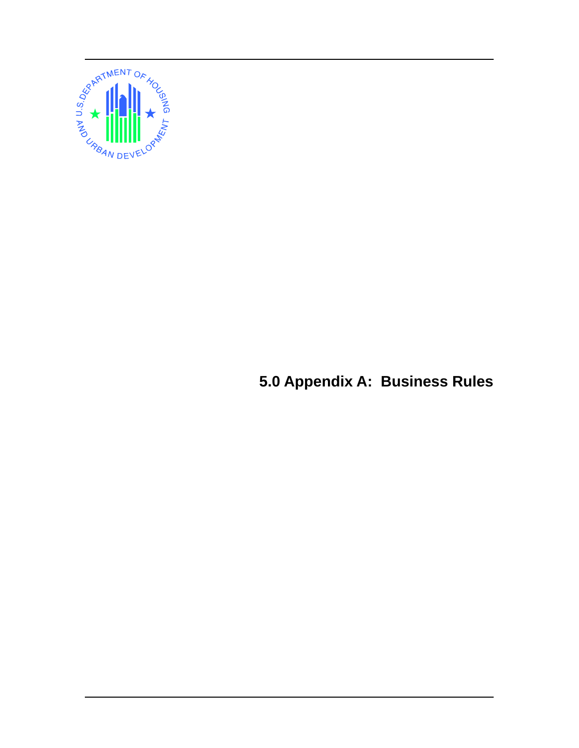# 5.0 Appendix A: Business Rules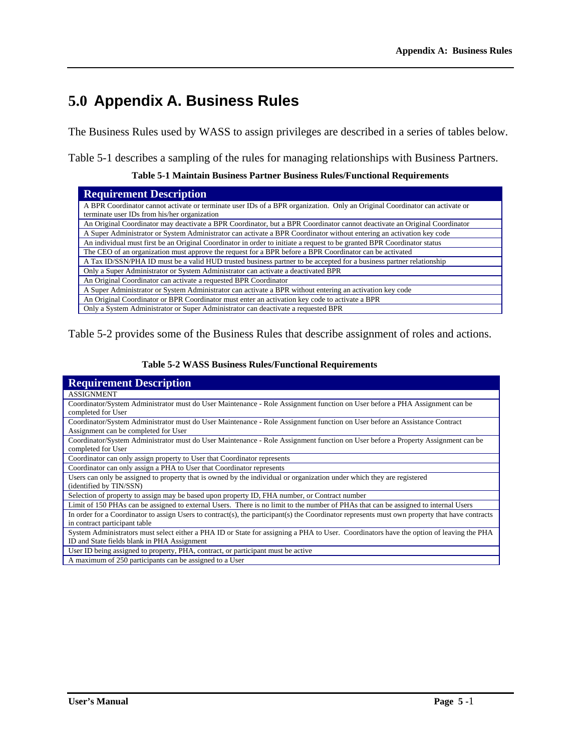# 5.0 Appendix A. Business Rules

The Business Rules used by WASS to assign privileges are described in a series of tables below.

Table 5-1 describes a sampling of the rules for managing relationships with Business Partners.

**Table 5-1 Maintain Business Partner Business Rules/Functional Requirements**

| Requirement Description |
|---|
| A BPR Coordinator cannot activate or terminate user IDs of a BPR organization. Only an Original Coordinator can activate or terminate user IDs from his/her organization |
| An Original Coordinator may deactivate a BPR Coordinator, but a BPR Coordinator cannot deactivate an Original Coordinator |
| A Super Administrator or System Administrator can activate a BPR Coordinator without entering an activation key code |
| An individual must first be an Original Coordinator in order to initiate a request to be granted BPR Coordinator status |
| The CEO of an organization must approve the request for a BPR before a BPR Coordinator can be activated |
| A Tax ID/SSN/PHA ID must be a valid HUD trusted business partner to be accepted for a business partner relationship |
| Only a Super Administrator or System Administrator can activate a deactivated BPR |
| An Original Coordinator can activate a requested BPR Coordinator |
| A Super Administrator or System Administrator can activate a BPR without entering an activation key code |
| An Original Coordinator or BPR Coordinator must enter an activation key code to activate a BPR |
| Only a System Administrator or Super Administrator can deactivate a requested BPR |

Table 5-2 provides some of the Business Rules that describe assignment of roles and actions.

**Table 5-2 WASS Business Rules/Functional Requirements**

| Requirement Description |
|---|
| ASSIGNMENT |
| Coordinator/System Administrator must do User Maintenance - Role Assignment function on User before a PHA Assignment can be completed for User |
| Coordinator/System Administrator must do User Maintenance - Role Assignment function on User before an Assistance Contract Assignment can be completed for User |
| Coordinator/System Administrator must do User Maintenance - Role Assignment function on User before a Property Assignment can be completed for User |
| Coordinator can only assign property to User that Coordinator represents |
| Coordinator can only assign a PHA to User that Coordinator represents |
| Users can only be assigned to property that is owned by the individual or organization under which they are registered (identified by TIN/SSN) |
| Selection of property to assign may be based upon property ID, FHA number, or Contract number |
| Limit of 150 PHAs can be assigned to external Users. There is no limit to the number of PHAs that can be assigned to internal Users |
| In order for a Coordinator to assign Users to contract(s), the participant(s) the Coordinator represents must own property that have contracts in contract participant table |
| System Administrators must select either a PHA ID or State for assigning a PHA to User. Coordinators have the option of leaving the PHA ID and State fields blank in PHA Assignment |
| User ID being assigned to property, PHA, contract, or participant must be active |
| A maximum of 250 participants can be assigned to a User |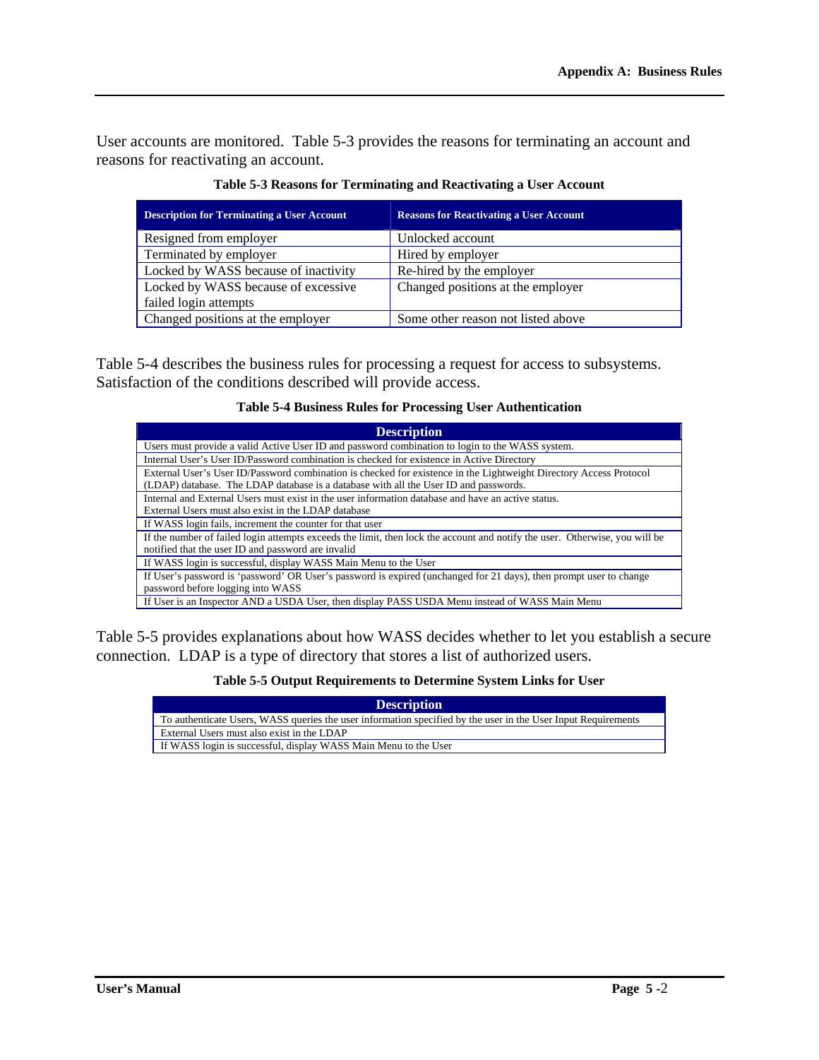User accounts are monitored. Table 5-3 provides the reasons for terminating an account and reasons for reactivating an account.

**Table 5-3 Reasons for Terminating and Reactivating a User Account**

| Description for Terminating a User Account | Reasons for Reactivating a User Account |
|---|---|
| Resigned from employer | Unlocked account |
| Terminated by employer | Hired by employer |
| Locked by WASS because of inactivity | Re-hired by the employer |
| Locked by WASS because of excessive failed login attempts | Changed positions at the employer |
| Changed positions at the employer | Some other reason not listed above |

Table 5-4 describes the business rules for processing a request for access to subsystems. Satisfaction of the conditions described will provide access.

**Table 5-4 Business Rules for Processing User Authentication**

| Description |
|---|
| Users must provide a valid Active User ID and password combination to login to the WASS system. |
| Internal User's User ID/Password combination is checked for existence in Active Directory |
| External User's User ID/Password combination is checked for existence in the Lightweight Directory Access Protocol (LDAP) database. The LDAP database is a database with all the User ID and passwords. |
| Internal and External Users must exist in the user information database and have an active status. External Users must also exist in the LDAP database |
| If WASS login fails, increment the counter for that user |
| If the number of failed login attempts exceeds the limit, then lock the account and notify the user. Otherwise, you will be notified that the user ID and password are invalid |
| If WASS login is successful, display WASS Main Menu to the User |
| If User's password is 'password' OR User's password is expired (unchanged for 21 days), then prompt user to change password before logging into WASS |
| If User is an Inspector AND a USDA User, then display PASS USDA Menu instead of WASS Main Menu |

Table 5-5 provides explanations about how WASS decides whether to let you establish a secure connection. LDAP is a type of directory that stores a list of authorized users.

**Table 5-5 Output Requirements to Determine System Links for User**

| Description |
|---|
| To authenticate Users, WASS queries the user information specified by the user in the User Input Requirements |
| External Users must also exist in the LDAP |
| If WASS login is successful, display WASS Main Menu to the User |